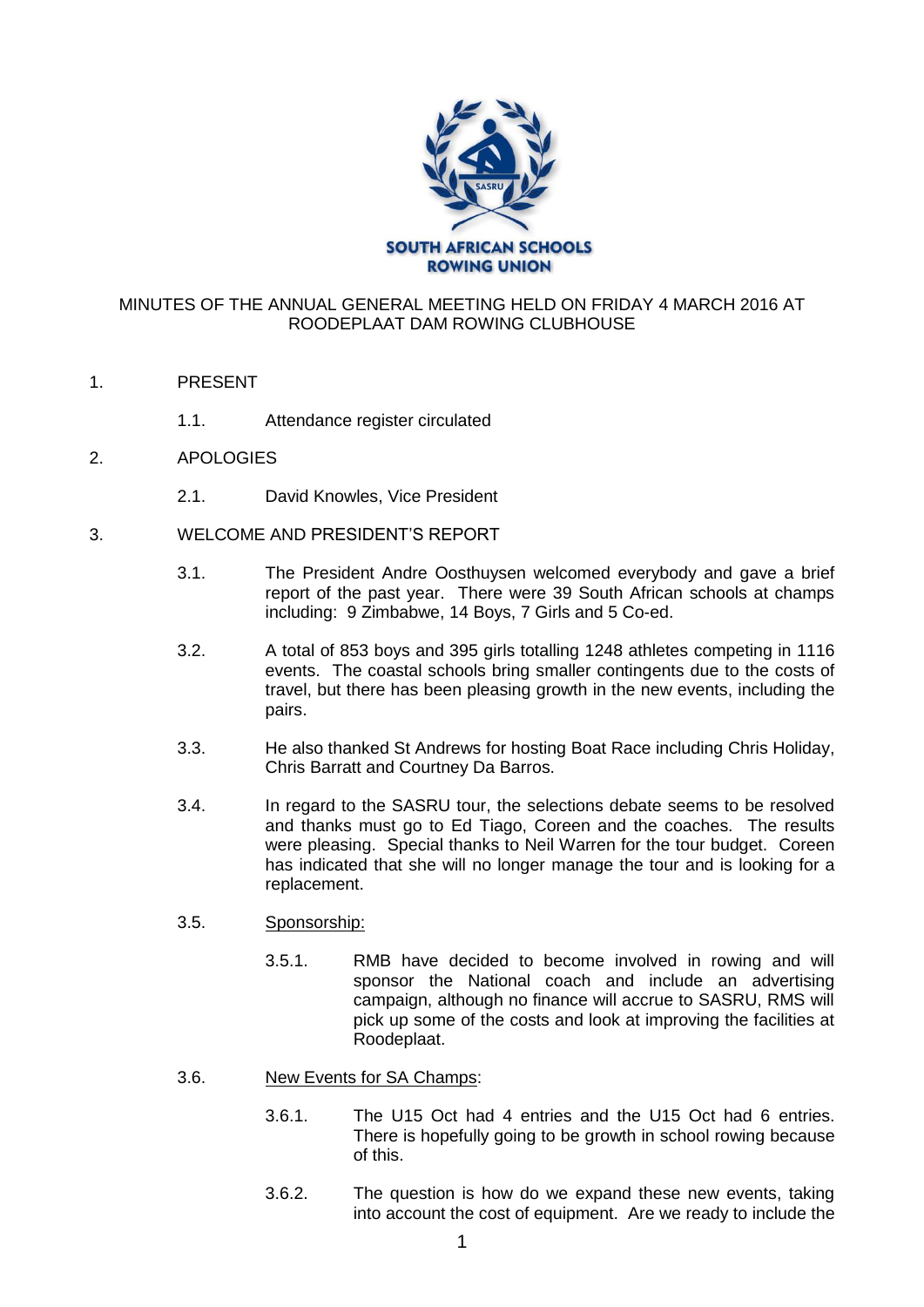SOUTH AFRICAN SCHOOLS ROWING UNION

# MINUTES OF THE ANNUAL GENERAL MEETING HELD ON FRIDAY 4 MARCH 2016 AT RODEPLAAT DAM ROWING CLUBHOUSE

1. PRESENT

   1.1. Attendance register circulated

2. APOLOGIES

   2.1. David Knowles, Vice President

3. WELCOME AND PRESIDENT'S REPORT

   3.1. The President Andre Oosthuysen welcomed everybody and gave a brief report of the past year. There were 39 South African schools at champs including: 9 Zimbabwe, 14 Boys, 7 Girls and 5 Co-ed.

   3.2. A total of 853 boys and 395 girls totalling 1248 athletes competing in 1116 events. The coastal schools bring smaller contingents due to the costs of travel, but there has been pleasing growth in the new events, including the pairs.

   3.3. He also thanked St Andrews for hosting Boat Race including Chris Holiday, Chris Barratt and Courtney Da Barros.

   3.4. In regard to the SASRU tour, the selections debate seems to be resolved and thanks must go to Ed Tiago, Coreen and the coaches. The results were pleasing. Special thanks to Neil Warren for the tour budget. Coreen has indicated that she will no longer manage the tour and is looking for a replacement.

   3.5. <u>Sponsorship:</u>

      3.5.1. RMB have decided to become involved in rowing and will sponsor the National coach and include an advertising campaign, although no finance will accrue to SASRU, RMS will pick up some of the costs and look at improving the facilities at Roodeplaat.

   3.6. <u>New Events for SA Champs</u>:

      3.6.1. The U15 Oct had 4 entries and the U15 Oct had 6 entries. There is hopefully going to be growth in school rowing because of this.

      3.6.2. The question is how do we expand these new events, taking into account the cost of equipment. Are we ready to include the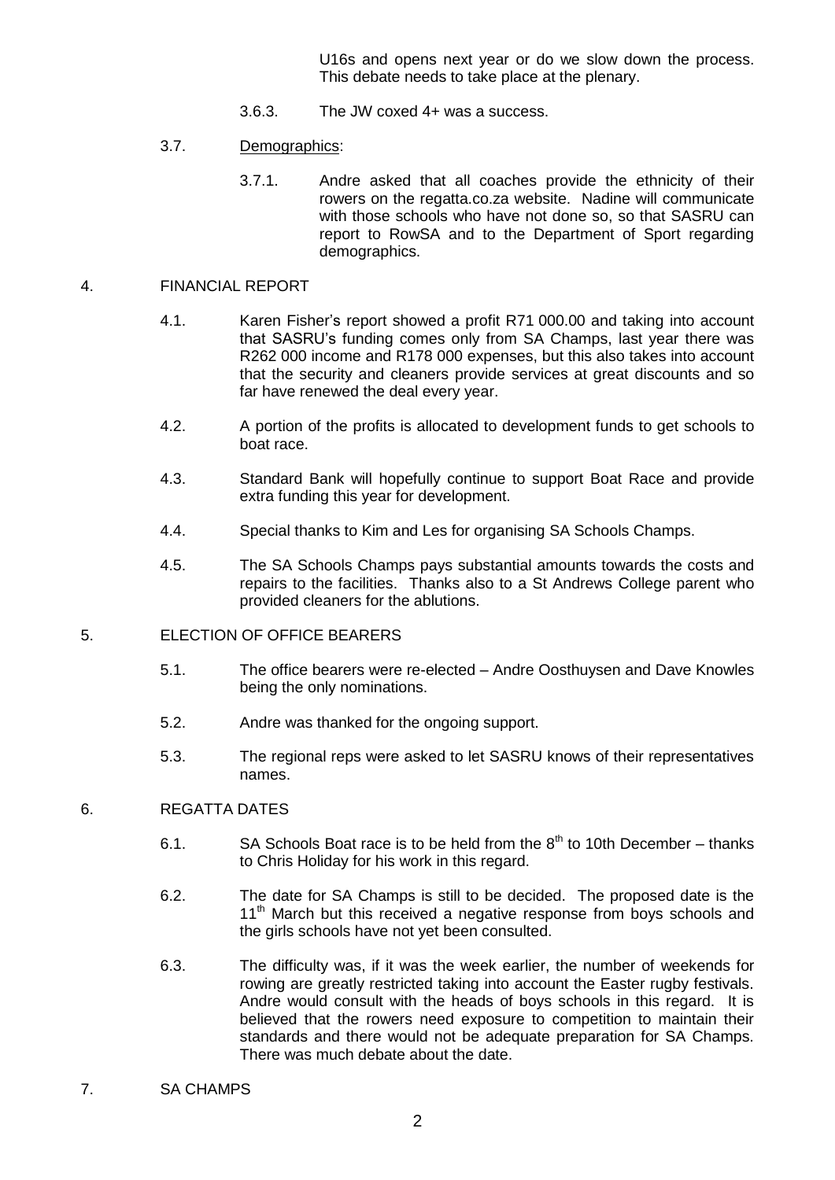U16s and opens next year or do we slow down the process. This debate needs to take place at the plenary.

3.6.3. The JW coxed 4+ was a success.

3.7. Demographics:

3.7.1. Andre asked that all coaches provide the ethnicity of their rowers on the regatta.co.za website. Nadine will communicate with those schools who have not done so, so that SASRU can report to RowSA and to the Department of Sport regarding demographics.

4. FINANCIAL REPORT

4.1. Karen Fisher's report showed a profit R71 000.00 and taking into account that SASRU's funding comes only from SA Champs, last year there was R262 000 income and R178 000 expenses, but this also takes into account that the security and cleaners provide services at great discounts and so far have renewed the deal every year.

4.2. A portion of the profits is allocated to development funds to get schools to boat race.

4.3. Standard Bank will hopefully continue to support Boat Race and provide extra funding this year for development.

4.4. Special thanks to Kim and Les for organising SA Schools Champs.

4.5. The SA Schools Champs pays substantial amounts towards the costs and repairs to the facilities. Thanks also to a St Andrews College parent who provided cleaners for the ablutions.

5. ELECTION OF OFFICE BEARERS

5.1. The office bearers were re-elected – Andre Oosthuysen and Dave Knowles being the only nominations.

5.2. Andre was thanked for the ongoing support.

5.3. The regional reps were asked to let SASRU knows of their representatives names.

6. REGATTA DATES

6.1. SA Schools Boat race is to be held from the 8th to 10th December – thanks to Chris Holiday for his work in this regard.

6.2. The date for SA Champs is still to be decided. The proposed date is the 11th March but this received a negative response from boys schools and the girls schools have not yet been consulted.

6.3. The difficulty was, if it was the week earlier, the number of weekends for rowing are greatly restricted taking into account the Easter rugby festivals. Andre would consult with the heads of boys schools in this regard. It is believed that the rowers need exposure to competition to maintain their standards and there would not be adequate preparation for SA Champs. There was much debate about the date.

7. SA CHAMPS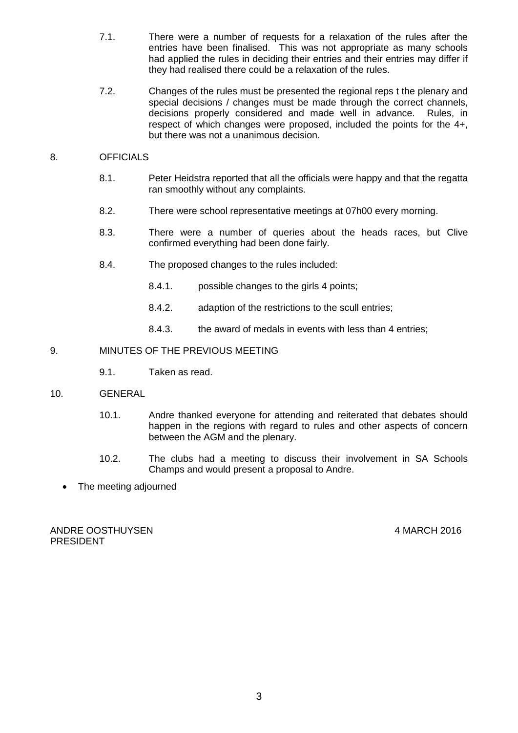7.1. There were a number of requests for a relaxation of the rules after the entries have been finalised. This was not appropriate as many schools had applied the rules in deciding their entries and their entries may differ if they had realised there could be a relaxation of the rules.

7.2. Changes of the rules must be presented the regional reps t the plenary and special decisions / changes must be made through the correct channels, decisions properly considered and made well in advance. Rules, in respect of which changes were proposed, included the points for the 4+, but there was not a unanimous decision.

## 8. OFFICIALS

8.1. Peter Heidstra reported that all the officials were happy and that the regatta ran smoothly without any complaints.

8.2. There were school representative meetings at 07h00 every morning.

8.3. There were a number of queries about the heads races, but Clive confirmed everything had been done fairly.

8.4. The proposed changes to the rules included:

8.4.1. possible changes to the girls 4 points;

8.4.2. adaption of the restrictions to the scull entries;

8.4.3. the award of medals in events with less than 4 entries;

## 9. MINUTES OF THE PREVIOUS MEETING

9.1. Taken as read.

## 10. GENERAL

10.1. Andre thanked everyone for attending and reiterated that debates should happen in the regions with regard to rules and other aspects of concern between the AGM and the plenary.

10.2. The clubs had a meeting to discuss their involvement in SA Schools Champs and would present a proposal to Andre.

- The meeting adjourned

ANDRE OOSTHUYSEN
PRESIDENT

4 MARCH 2016